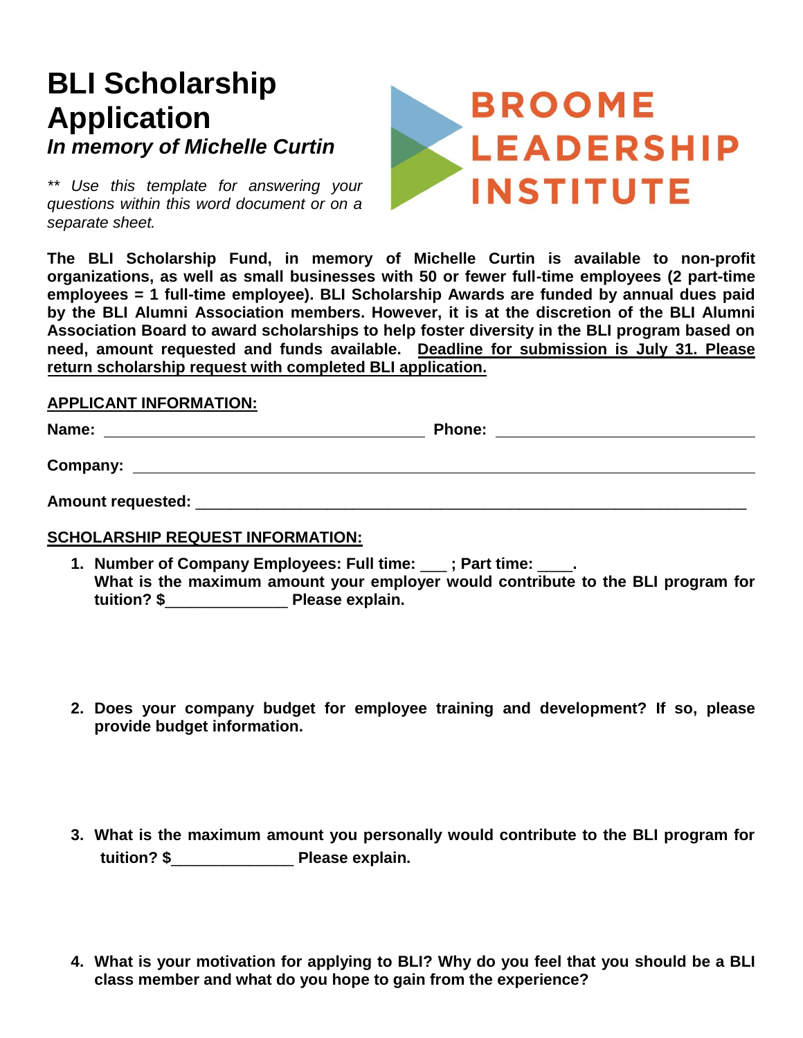# BLI Scholarship Application

***In memory of Michelle Curtin***

*** Use this template for answering your questions within this word document or on a separate sheet.*

BROOME LEADERSHIP INSTITUTE

**The BLI Scholarship Fund, in memory of Michelle Curtin is available to non-profit organizations, as well as small businesses with 50 or fewer full-time employees (2 part-time employees = 1 full-time employee). BLI Scholarship Awards are funded by annual dues paid by the BLI Alumni Association members. However, it is at the discretion of the BLI Alumni Association Board to award scholarships to help foster diversity in the BLI program based on need, amount requested and funds available. <u>Deadline for submission is July 31. Please return scholarship request with completed BLI application.</u>**

## <u>APPLICANT INFORMATION:</u>

**Name:** ______________________________ **Phone:** ______________________________

**Company:** ______________________________________________________________

**Amount requested:** ______________________________________________________________

## <u>SCHOLARSHIP REQUEST INFORMATION:</u>

1. **Number of Company Employees: Full time: ___ ; Part time: ____.**
   **What is the maximum amount your employer would contribute to the BLI program for tuition? $______________ Please explain.**

2. **Does your company budget for employee training and development? If so, please provide budget information.**

3. **What is the maximum amount you personally would contribute to the BLI program for tuition? $______________ Please explain.**

4. **What is your motivation for applying to BLI? Why do you feel that you should be a BLI class member and what do you hope to gain from the experience?**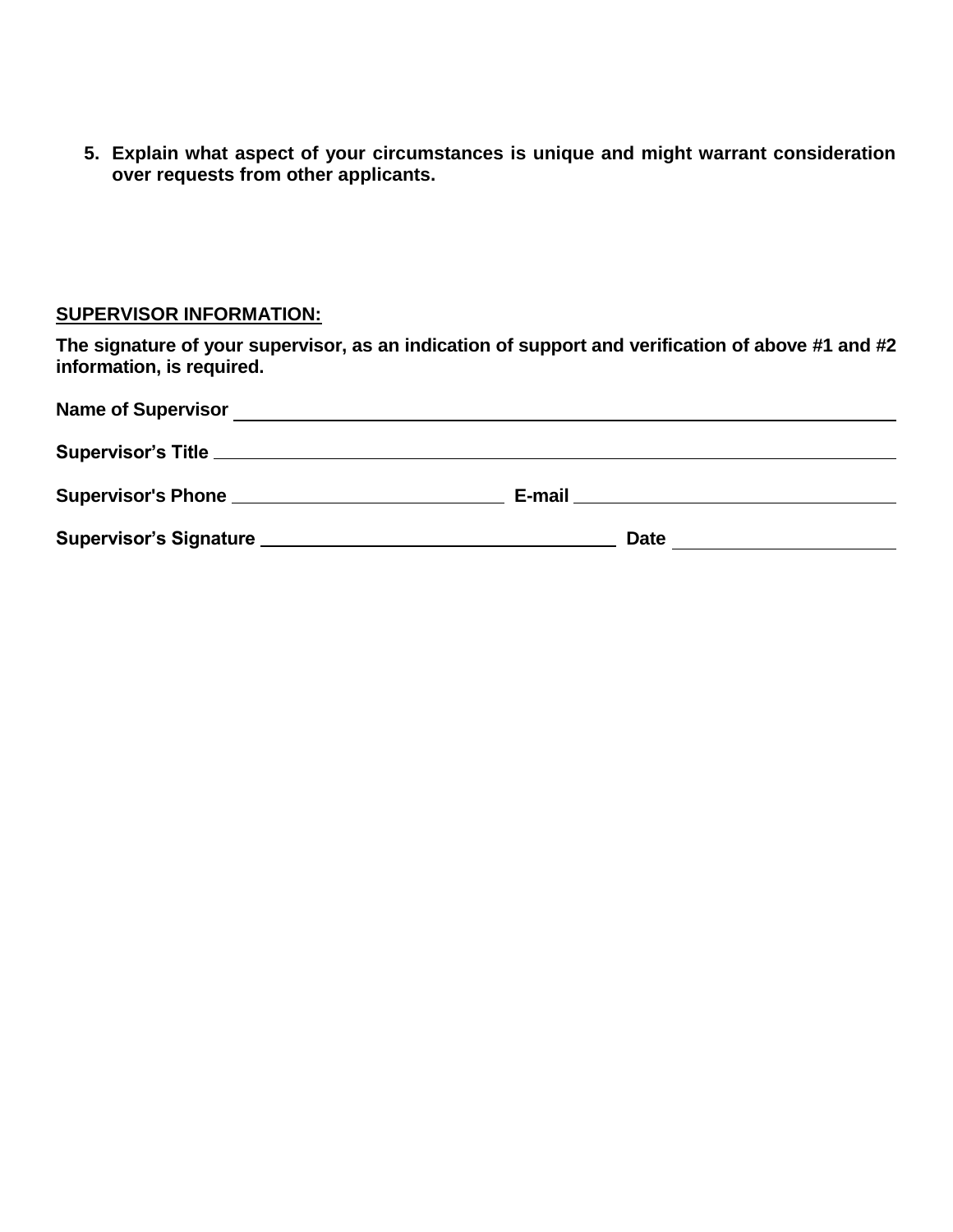5. **Explain what aspect of your circumstances is unique and might warrant consideration over requests from other applicants.**

**SUPERVISOR INFORMATION:**

**The signature of your supervisor, as an indication of support and verification of above #1 and #2 information, is required.**

**Name of Supervisor** ______________________________

**Supervisor's Title** ______________________________

**Supervisor's Phone** ____________________ **E-mail** ____________________

**Supervisor's Signature** ____________________ **Date** ____________________